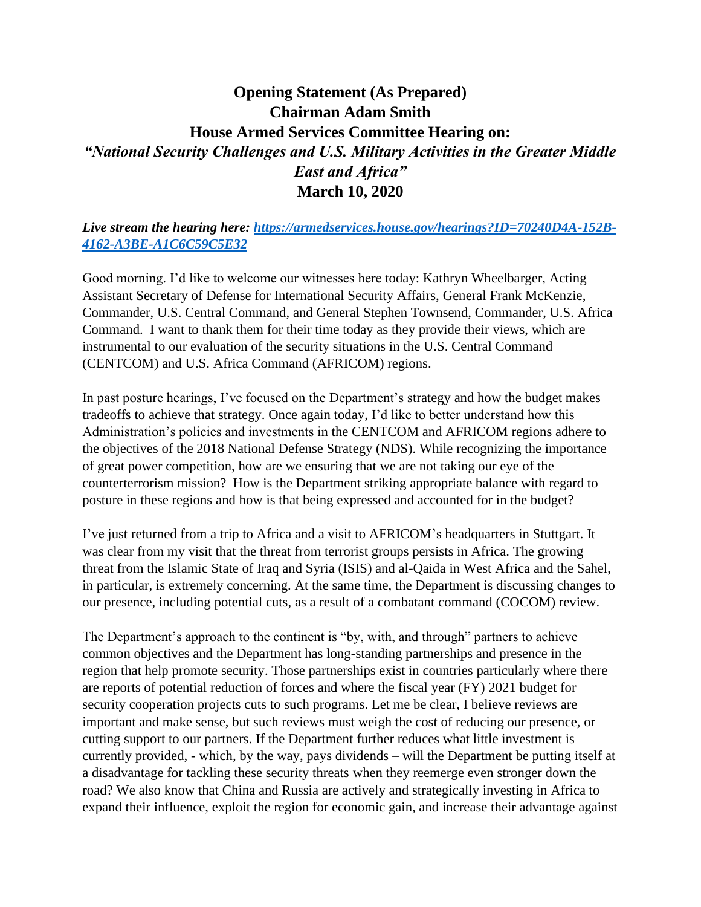# Opening Statement (As Prepared)
# Chairman Adam Smith
# House Armed Services Committee Hearing on:
# *"National Security Challenges and U.S. Military Activities in the Greater Middle East and Africa"*
# March 10, 2020

***Live stream the hearing here: [https://armedservices.house.gov/hearings?ID=70240D4A-152B-4162-A3BE-A1C6C59C5E32](https://armedservices.house.gov/hearings?ID=70240D4A-152B-4162-A3BE-A1C6C59C5E32)***

Good morning. I'd like to welcome our witnesses here today: Kathryn Wheelbarger, Acting Assistant Secretary of Defense for International Security Affairs, General Frank McKenzie, Commander, U.S. Central Command, and General Stephen Townsend, Commander, U.S. Africa Command. I want to thank them for their time today as they provide their views, which are instrumental to our evaluation of the security situations in the U.S. Central Command (CENTCOM) and U.S. Africa Command (AFRICOM) regions.

In past posture hearings, I've focused on the Department's strategy and how the budget makes tradeoffs to achieve that strategy. Once again today, I'd like to better understand how this Administration's policies and investments in the CENTCOM and AFRICOM regions adhere to the objectives of the 2018 National Defense Strategy (NDS). While recognizing the importance of great power competition, how are we ensuring that we are not taking our eye of the counterterrorism mission? How is the Department striking appropriate balance with regard to posture in these regions and how is that being expressed and accounted for in the budget?

I've just returned from a trip to Africa and a visit to AFRICOM's headquarters in Stuttgart. It was clear from my visit that the threat from terrorist groups persists in Africa. The growing threat from the Islamic State of Iraq and Syria (ISIS) and al-Qaida in West Africa and the Sahel, in particular, is extremely concerning. At the same time, the Department is discussing changes to our presence, including potential cuts, as a result of a combatant command (COCOM) review.

The Department's approach to the continent is "by, with, and through" partners to achieve common objectives and the Department has long-standing partnerships and presence in the region that help promote security. Those partnerships exist in countries particularly where there are reports of potential reduction of forces and where the fiscal year (FY) 2021 budget for security cooperation projects cuts to such programs. Let me be clear, I believe reviews are important and make sense, but such reviews must weigh the cost of reducing our presence, or cutting support to our partners. If the Department further reduces what little investment is currently provided, - which, by the way, pays dividends – will the Department be putting itself at a disadvantage for tackling these security threats when they reemerge even stronger down the road? We also know that China and Russia are actively and strategically investing in Africa to expand their influence, exploit the region for economic gain, and increase their advantage against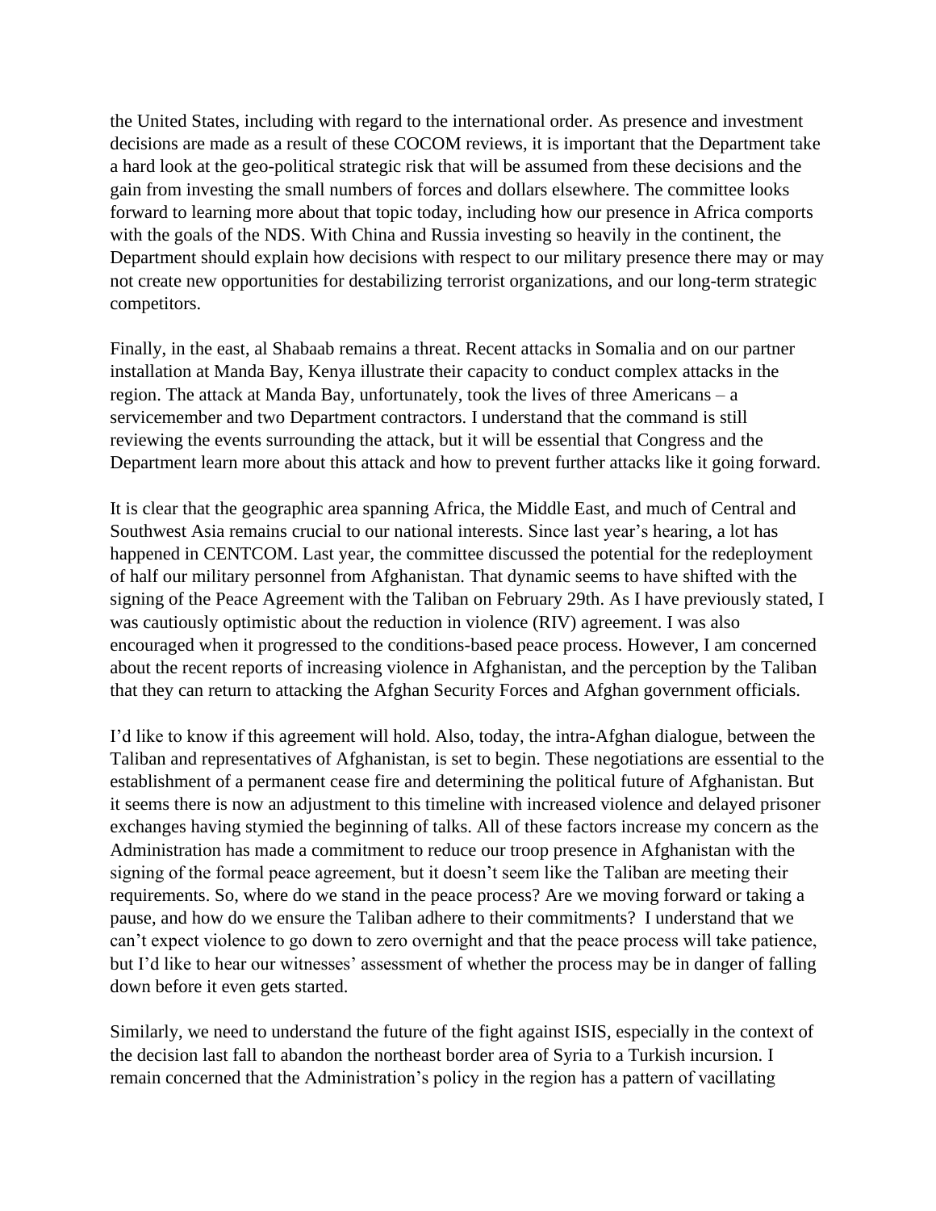the United States, including with regard to the international order. As presence and investment decisions are made as a result of these COCOM reviews, it is important that the Department take a hard look at the geo-political strategic risk that will be assumed from these decisions and the gain from investing the small numbers of forces and dollars elsewhere. The committee looks forward to learning more about that topic today, including how our presence in Africa comports with the goals of the NDS. With China and Russia investing so heavily in the continent, the Department should explain how decisions with respect to our military presence there may or may not create new opportunities for destabilizing terrorist organizations, and our long-term strategic competitors.

Finally, in the east, al Shabaab remains a threat. Recent attacks in Somalia and on our partner installation at Manda Bay, Kenya illustrate their capacity to conduct complex attacks in the region. The attack at Manda Bay, unfortunately, took the lives of three Americans – a servicemember and two Department contractors. I understand that the command is still reviewing the events surrounding the attack, but it will be essential that Congress and the Department learn more about this attack and how to prevent further attacks like it going forward.

It is clear that the geographic area spanning Africa, the Middle East, and much of Central and Southwest Asia remains crucial to our national interests. Since last year's hearing, a lot has happened in CENTCOM. Last year, the committee discussed the potential for the redeployment of half our military personnel from Afghanistan. That dynamic seems to have shifted with the signing of the Peace Agreement with the Taliban on February 29th. As I have previously stated, I was cautiously optimistic about the reduction in violence (RIV) agreement. I was also encouraged when it progressed to the conditions-based peace process. However, I am concerned about the recent reports of increasing violence in Afghanistan, and the perception by the Taliban that they can return to attacking the Afghan Security Forces and Afghan government officials.

I'd like to know if this agreement will hold. Also, today, the intra-Afghan dialogue, between the Taliban and representatives of Afghanistan, is set to begin. These negotiations are essential to the establishment of a permanent cease fire and determining the political future of Afghanistan. But it seems there is now an adjustment to this timeline with increased violence and delayed prisoner exchanges having stymied the beginning of talks. All of these factors increase my concern as the Administration has made a commitment to reduce our troop presence in Afghanistan with the signing of the formal peace agreement, but it doesn't seem like the Taliban are meeting their requirements. So, where do we stand in the peace process? Are we moving forward or taking a pause, and how do we ensure the Taliban adhere to their commitments? I understand that we can't expect violence to go down to zero overnight and that the peace process will take patience, but I'd like to hear our witnesses' assessment of whether the process may be in danger of falling down before it even gets started.

Similarly, we need to understand the future of the fight against ISIS, especially in the context of the decision last fall to abandon the northeast border area of Syria to a Turkish incursion. I remain concerned that the Administration's policy in the region has a pattern of vacillating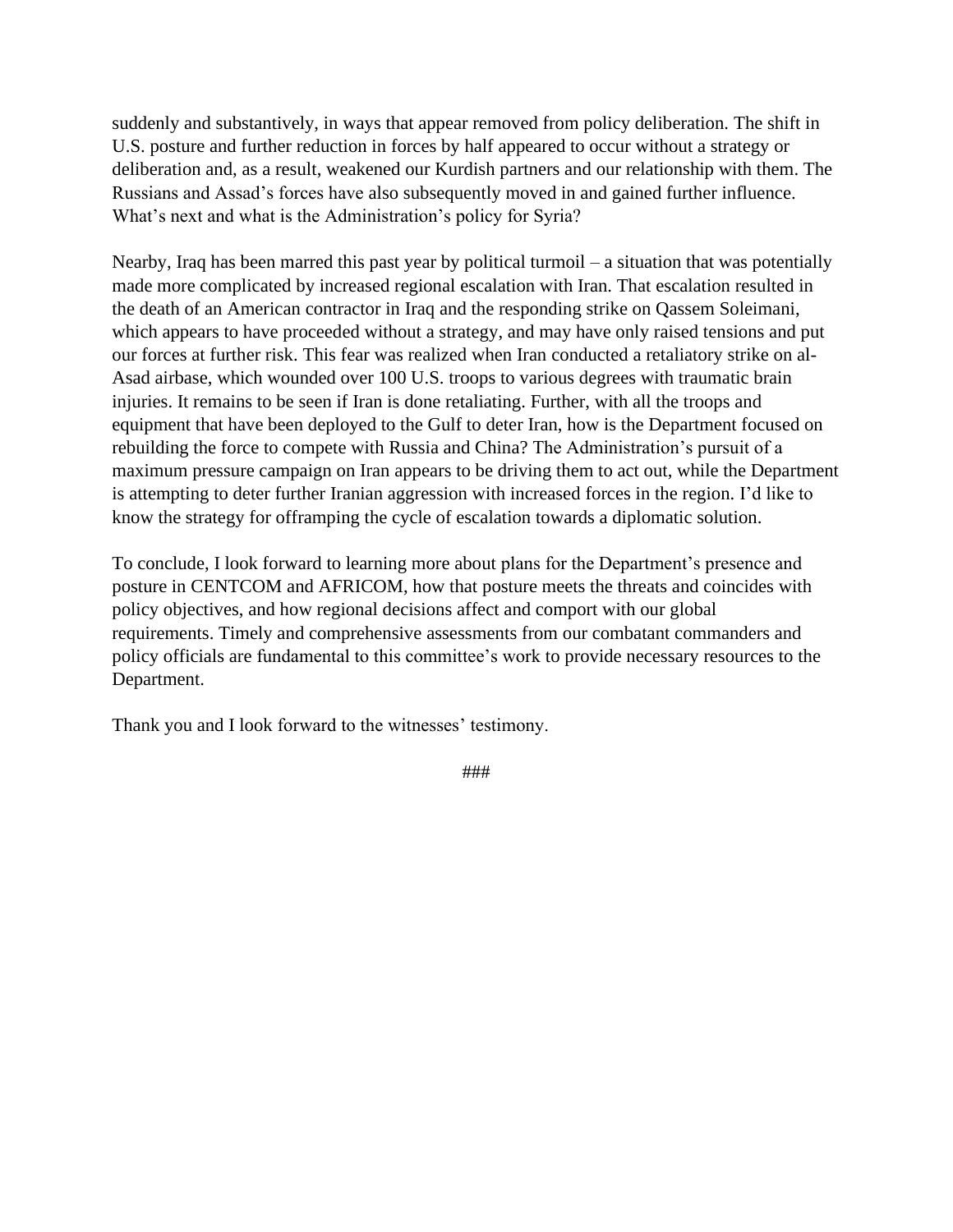suddenly and substantively, in ways that appear removed from policy deliberation. The shift in U.S. posture and further reduction in forces by half appeared to occur without a strategy or deliberation and, as a result, weakened our Kurdish partners and our relationship with them. The Russians and Assad's forces have also subsequently moved in and gained further influence. What's next and what is the Administration's policy for Syria?

Nearby, Iraq has been marred this past year by political turmoil – a situation that was potentially made more complicated by increased regional escalation with Iran. That escalation resulted in the death of an American contractor in Iraq and the responding strike on Qassem Soleimani, which appears to have proceeded without a strategy, and may have only raised tensions and put our forces at further risk. This fear was realized when Iran conducted a retaliatory strike on al-Asad airbase, which wounded over 100 U.S. troops to various degrees with traumatic brain injuries. It remains to be seen if Iran is done retaliating. Further, with all the troops and equipment that have been deployed to the Gulf to deter Iran, how is the Department focused on rebuilding the force to compete with Russia and China? The Administration's pursuit of a maximum pressure campaign on Iran appears to be driving them to act out, while the Department is attempting to deter further Iranian aggression with increased forces in the region. I'd like to know the strategy for offramping the cycle of escalation towards a diplomatic solution.

To conclude, I look forward to learning more about plans for the Department's presence and posture in CENTCOM and AFRICOM, how that posture meets the threats and coincides with policy objectives, and how regional decisions affect and comport with our global requirements. Timely and comprehensive assessments from our combatant commanders and policy officials are fundamental to this committee's work to provide necessary resources to the Department.

Thank you and I look forward to the witnesses' testimony.

###